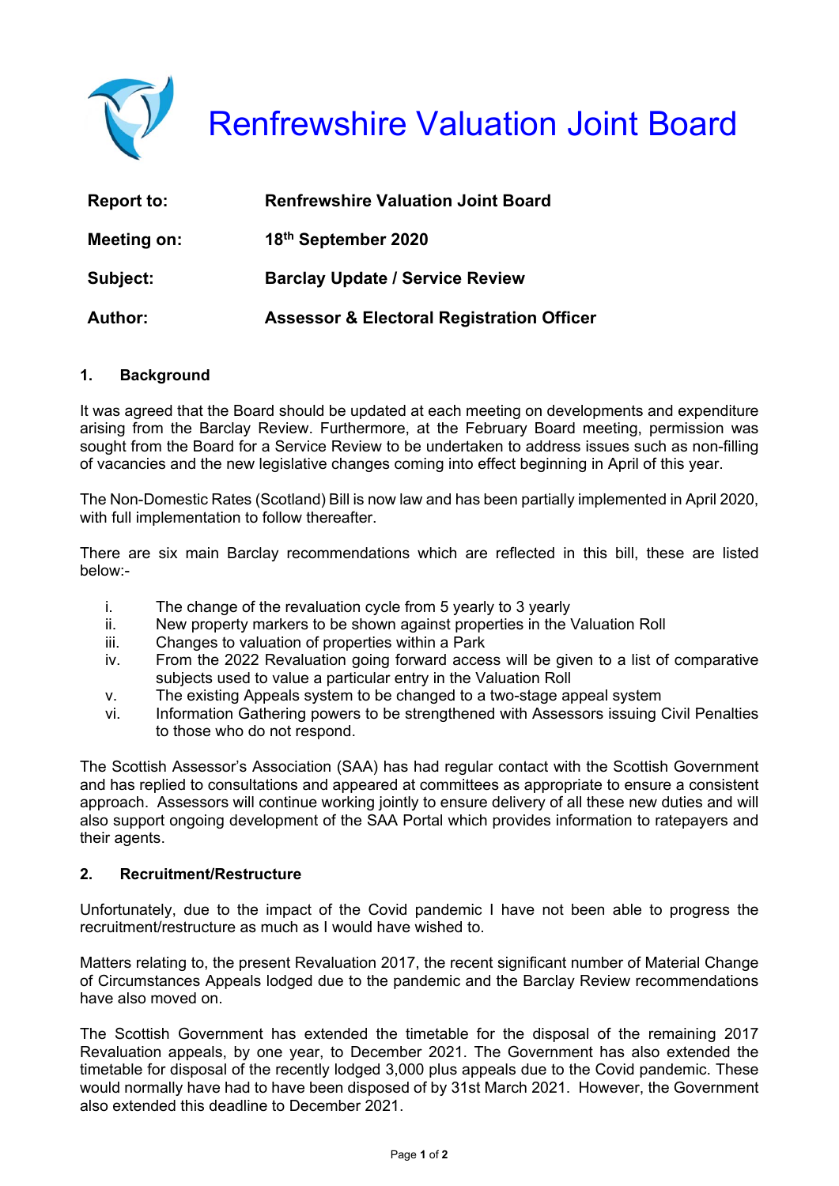# Renfrewshire Valuation Joint Board

| | |
|---|---|
| **Report to:** | **Renfrewshire Valuation Joint Board** |
| **Meeting on:** | **18th September 2020** |
| **Subject:** | **Barclay Update / Service Review** |
| **Author:** | **Assessor & Electoral Registration Officer** |

## 1. Background

It was agreed that the Board should be updated at each meeting on developments and expenditure arising from the Barclay Review. Furthermore, at the February Board meeting, permission was sought from the Board for a Service Review to be undertaken to address issues such as non-filling of vacancies and the new legislative changes coming into effect beginning in April of this year.

The Non-Domestic Rates (Scotland) Bill is now law and has been partially implemented in April 2020, with full implementation to follow thereafter.

There are six main Barclay recommendations which are reflected in this bill, these are listed below:-

i. The change of the revaluation cycle from 5 yearly to 3 yearly
ii. New property markers to be shown against properties in the Valuation Roll
iii. Changes to valuation of properties within a Park
iv. From the 2022 Revaluation going forward access will be given to a list of comparative subjects used to value a particular entry in the Valuation Roll
v. The existing Appeals system to be changed to a two-stage appeal system
vi. Information Gathering powers to be strengthened with Assessors issuing Civil Penalties to those who do not respond.

The Scottish Assessor's Association (SAA) has had regular contact with the Scottish Government and has replied to consultations and appeared at committees as appropriate to ensure a consistent approach. Assessors will continue working jointly to ensure delivery of all these new duties and will also support ongoing development of the SAA Portal which provides information to ratepayers and their agents.

## 2. Recruitment/Restructure

Unfortunately, due to the impact of the Covid pandemic I have not been able to progress the recruitment/restructure as much as I would have wished to.

Matters relating to, the present Revaluation 2017, the recent significant number of Material Change of Circumstances Appeals lodged due to the pandemic and the Barclay Review recommendations have also moved on.

The Scottish Government has extended the timetable for the disposal of the remaining 2017 Revaluation appeals, by one year, to December 2021. The Government has also extended the timetable for disposal of the recently lodged 3,000 plus appeals due to the Covid pandemic. These would normally have had to have been disposed of by 31st March 2021. However, the Government also extended this deadline to December 2021.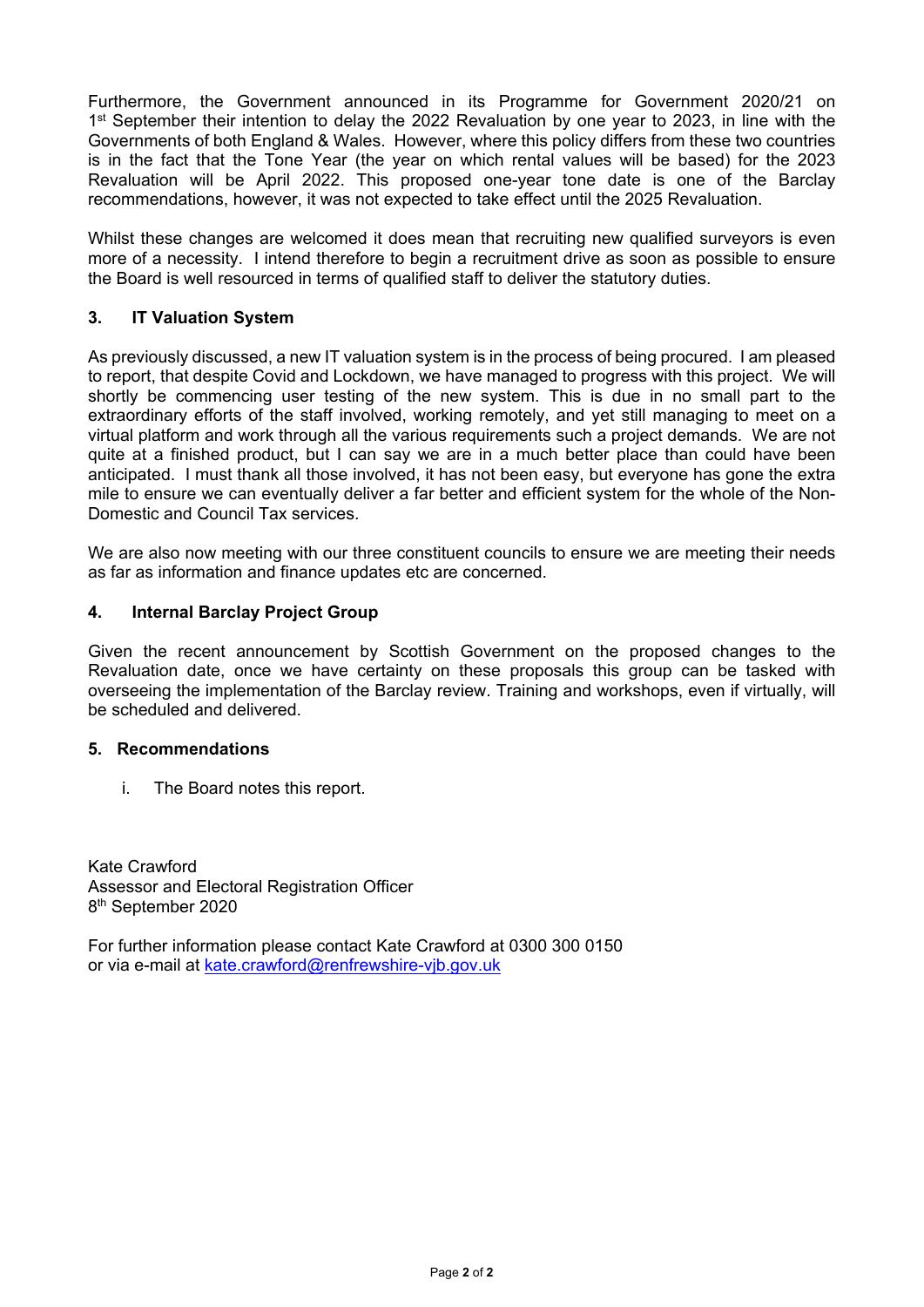Furthermore, the Government announced in its Programme for Government 2020/21 on 1st September their intention to delay the 2022 Revaluation by one year to 2023, in line with the Governments of both England & Wales. However, where this policy differs from these two countries is in the fact that the Tone Year (the year on which rental values will be based) for the 2023 Revaluation will be April 2022. This proposed one-year tone date is one of the Barclay recommendations, however, it was not expected to take effect until the 2025 Revaluation.

Whilst these changes are welcomed it does mean that recruiting new qualified surveyors is even more of a necessity. I intend therefore to begin a recruitment drive as soon as possible to ensure the Board is well resourced in terms of qualified staff to deliver the statutory duties.

### 3. IT Valuation System

As previously discussed, a new IT valuation system is in the process of being procured. I am pleased to report, that despite Covid and Lockdown, we have managed to progress with this project. We will shortly be commencing user testing of the new system. This is due in no small part to the extraordinary efforts of the staff involved, working remotely, and yet still managing to meet on a virtual platform and work through all the various requirements such a project demands. We are not quite at a finished product, but I can say we are in a much better place than could have been anticipated. I must thank all those involved, it has not been easy, but everyone has gone the extra mile to ensure we can eventually deliver a far better and efficient system for the whole of the Non-Domestic and Council Tax services.

We are also now meeting with our three constituent councils to ensure we are meeting their needs as far as information and finance updates etc are concerned.

### 4. Internal Barclay Project Group

Given the recent announcement by Scottish Government on the proposed changes to the Revaluation date, once we have certainty on these proposals this group can be tasked with overseeing the implementation of the Barclay review. Training and workshops, even if virtually, will be scheduled and delivered.

### 5. Recommendations

i. The Board notes this report.

Kate Crawford
Assessor and Electoral Registration Officer
8th September 2020

For further information please contact Kate Crawford at 0300 300 0150
or via e-mail at kate.crawford@renfrewshire-vjb.gov.uk